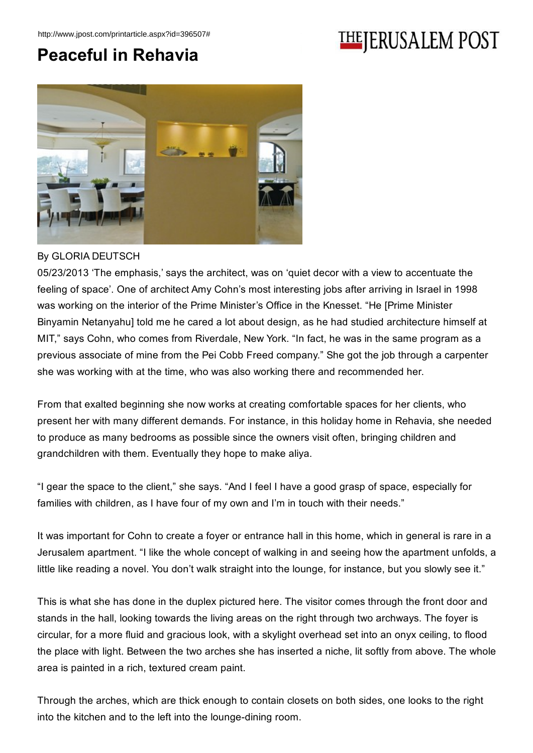# Peaceful in Rehavia

By GLORIA DEUTSCH

05/23/2013 'The emphasis,' says the architect, was on 'quiet decor with a view to accentuate the feeling of space'. One of architect Amy Cohn's most interesting jobs after arriving in Israel in 1998 was working on the interior of the Prime Minister's Office in the Knesset. "He [Prime Minister Binyamin Netanyahu] told me he cared a lot about design, as he had studied architecture himself at MIT," says Cohn, who comes from Riverdale, New York. "In fact, he was in the same program as a previous associate of mine from the Pei Cobb Freed company." She got the job through a carpenter she was working with at the time, who was also working there and recommended her.

From that exalted beginning she now works at creating comfortable spaces for her clients, who present her with many different demands. For instance, in this holiday home in Rehavia, she needed to produce as many bedrooms as possible since the owners visit often, bringing children and grandchildren with them. Eventually they hope to make aliya.

"I gear the space to the client," she says. "And I feel I have a good grasp of space, especially for families with children, as I have four of my own and I'm in touch with their needs."

It was important for Cohn to create a foyer or entrance hall in this home, which in general is rare in a Jerusalem apartment. "I like the whole concept of walking in and seeing how the apartment unfolds, a little like reading a novel. You don't walk straight into the lounge, for instance, but you slowly see it."

This is what she has done in the duplex pictured here. The visitor comes through the front door and stands in the hall, looking towards the living areas on the right through two archways. The foyer is circular, for a more fluid and gracious look, with a skylight overhead set into an onyx ceiling, to flood the place with light. Between the two arches she has inserted a niche, lit softly from above. The whole area is painted in a rich, textured cream paint.

Through the arches, which are thick enough to contain closets on both sides, one looks to the right into the kitchen and to the left into the lounge-dining room.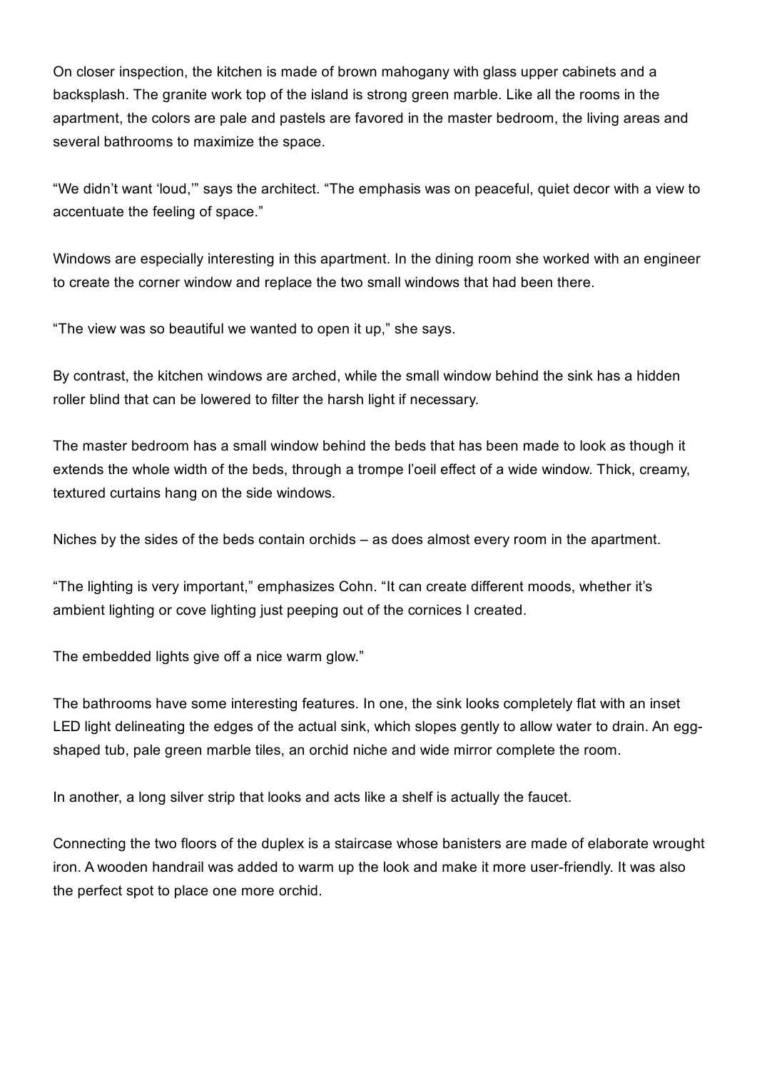On closer inspection, the kitchen is made of brown mahogany with glass upper cabinets and a backsplash. The granite work top of the island is strong green marble. Like all the rooms in the apartment, the colors are pale and pastels are favored in the master bedroom, the living areas and several bathrooms to maximize the space.

“We didn’t want ‘loud,’” says the architect. “The emphasis was on peaceful, quiet decor with a view to accentuate the feeling of space.”

Windows are especially interesting in this apartment. In the dining room she worked with an engineer to create the corner window and replace the two small windows that had been there.

“The view was so beautiful we wanted to open it up,” she says.

By contrast, the kitchen windows are arched, while the small window behind the sink has a hidden roller blind that can be lowered to filter the harsh light if necessary.

The master bedroom has a small window behind the beds that has been made to look as though it extends the whole width of the beds, through a trompe l’oeil effect of a wide window. Thick, creamy, textured curtains hang on the side windows.

Niches by the sides of the beds contain orchids – as does almost every room in the apartment.

“The lighting is very important,” emphasizes Cohn. “It can create different moods, whether it’s ambient lighting or cove lighting just peeping out of the cornices I created.

The embedded lights give off a nice warm glow.”

The bathrooms have some interesting features. In one, the sink looks completely flat with an inset LED light delineating the edges of the actual sink, which slopes gently to allow water to drain. An egg-shaped tub, pale green marble tiles, an orchid niche and wide mirror complete the room.

In another, a long silver strip that looks and acts like a shelf is actually the faucet.

Connecting the two floors of the duplex is a staircase whose banisters are made of elaborate wrought iron. A wooden handrail was added to warm up the look and make it more user-friendly. It was also the perfect spot to place one more orchid.